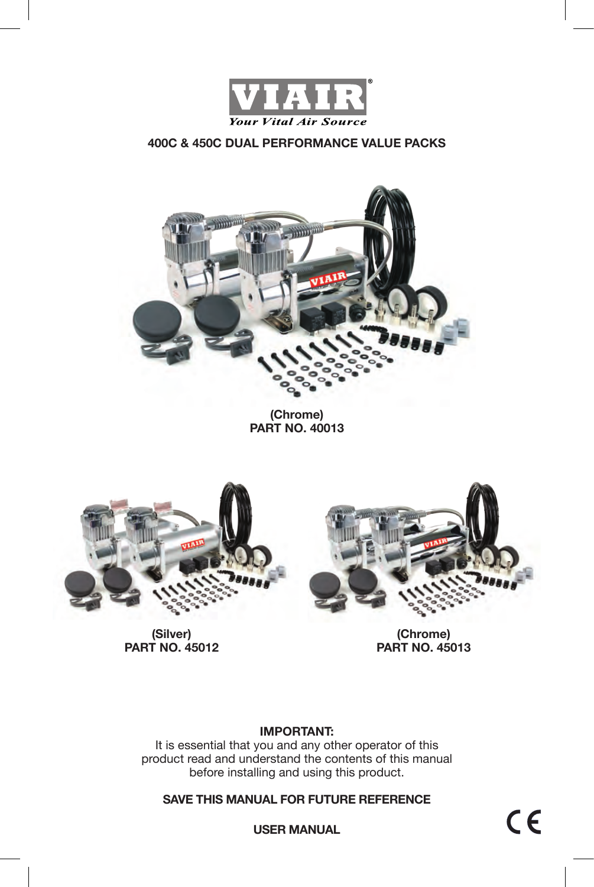VIAIR®

*Your Vital Air Source*

# 400C & 450C DUAL PERFORMANCE VALUE PACKS

(Chrome)
**PART NO. 40013**

(Silver)
**PART NO. 45012**

(Chrome)
**PART NO. 45013**

**IMPORTANT:**
It is essential that you and any other operator of this product read and understand the contents of this manual before installing and using this product.

**SAVE THIS MANUAL FOR FUTURE REFERENCE**

**USER MANUAL**

CE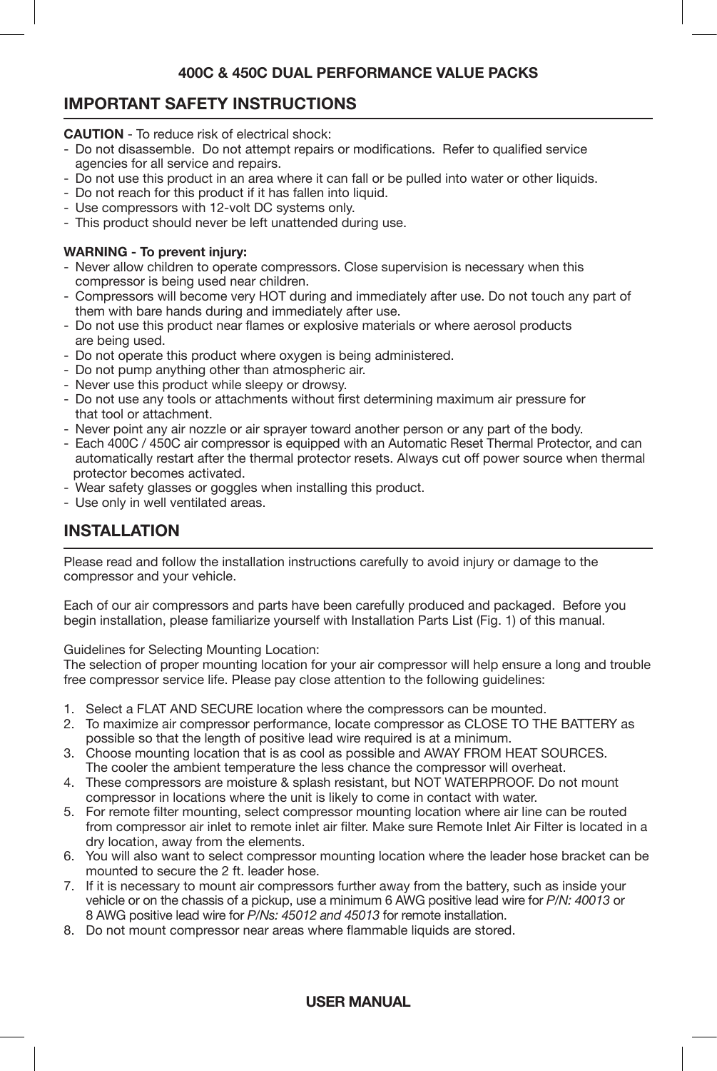# 400C & 450C DUAL PERFORMANCE VALUE PACKS

## IMPORTANT SAFETY INSTRUCTIONS

**CAUTION** - To reduce risk of electrical shock:

- Do not disassemble. Do not attempt repairs or modifications. Refer to qualified service agencies for all service and repairs.
- Do not use this product in an area where it can fall or be pulled into water or other liquids.
- Do not reach for this product if it has fallen into liquid.
- Use compressors with 12-volt DC systems only.
- This product should never be left unattended during use.

**WARNING - To prevent injury:**

- Never allow children to operate compressors. Close supervision is necessary when this compressor is being used near children.
- Compressors will become very HOT during and immediately after use. Do not touch any part of them with bare hands during and immediately after use.
- Do not use this product near flames or explosive materials or where aerosol products are being used.
- Do not operate this product where oxygen is being administered.
- Do not pump anything other than atmospheric air.
- Never use this product while sleepy or drowsy.
- Do not use any tools or attachments without first determining maximum air pressure for that tool or attachment.
- Never point any air nozzle or air sprayer toward another person or any part of the body.
- Each 400C / 450C air compressor is equipped with an Automatic Reset Thermal Protector, and can automatically restart after the thermal protector resets. Always cut off power source when thermal protector becomes activated.
- Wear safety glasses or goggles when installing this product.
- Use only in well ventilated areas.

## INSTALLATION

Please read and follow the installation instructions carefully to avoid injury or damage to the compressor and your vehicle.

Each of our air compressors and parts have been carefully produced and packaged. Before you begin installation, please familiarize yourself with Installation Parts List (Fig. 1) of this manual.

Guidelines for Selecting Mounting Location:
The selection of proper mounting location for your air compressor will help ensure a long and trouble free compressor service life. Please pay close attention to the following guidelines:

1. Select a FLAT AND SECURE location where the compressors can be mounted.
2. To maximize air compressor performance, locate compressor as CLOSE TO THE BATTERY as possible so that the length of positive lead wire required is at a minimum.
3. Choose mounting location that is as cool as possible and AWAY FROM HEAT SOURCES. The cooler the ambient temperature the less chance the compressor will overheat.
4. These compressors are moisture & splash resistant, but NOT WATERPROOF. Do not mount compressor in locations where the unit is likely to come in contact with water.
5. For remote filter mounting, select compressor mounting location where air line can be routed from compressor air inlet to remote inlet air filter. Make sure Remote Inlet Air Filter is located in a dry location, away from the elements.
6. You will also want to select compressor mounting location where the leader hose bracket can be mounted to secure the 2 ft. leader hose.
7. If it is necessary to mount air compressors further away from the battery, such as inside your vehicle or on the chassis of a pickup, use a minimum 6 AWG positive lead wire for *P/N: 40013* or 8 AWG positive lead wire for *P/Ns: 45012 and 45013* for remote installation.
8. Do not mount compressor near areas where flammable liquids are stored.

**USER MANUAL**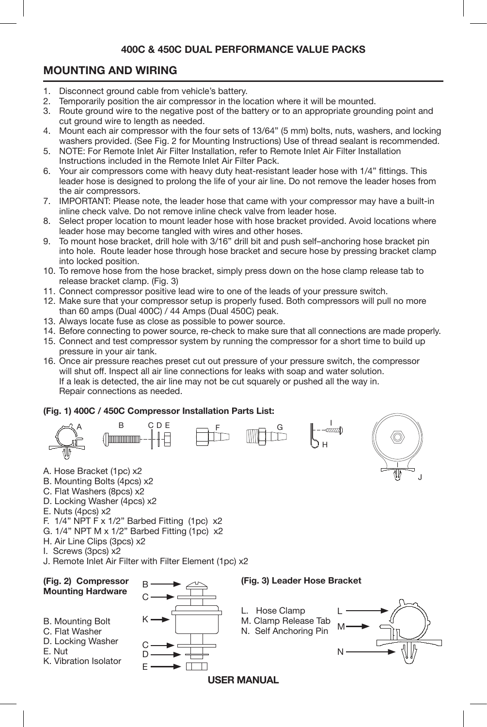## MOUNTING AND WIRING

1. Disconnect ground cable from vehicle's battery.
2. Temporarily position the air compressor in the location where it will be mounted.
3. Route ground wire to the negative post of the battery or to an appropriate grounding point and cut ground wire to length as needed.
4. Mount each air compressor with the four sets of 13/64" (5 mm) bolts, nuts, washers, and locking washers provided. (See Fig. 2 for Mounting Instructions) Use of thread sealant is recommended.
5. NOTE: For Remote Inlet Air Filter Installation, refer to Remote Inlet Air Filter Installation Instructions included in the Remote Inlet Air Filter Pack.
6. Your air compressors come with heavy duty heat-resistant leader hose with 1/4" fittings. This leader hose is designed to prolong the life of your air line. Do not remove the leader hoses from the air compressors.
7. IMPORTANT: Please note, the leader hose that came with your compressor may have a built-in inline check valve. Do not remove inline check valve from leader hose.
8. Select proper location to mount leader hose with hose bracket provided. Avoid locations where leader hose may become tangled with wires and other hoses.
9. To mount hose bracket, drill hole with 3/16" drill bit and push self–anchoring hose bracket pin into hole. Route leader hose through hose bracket and secure hose by pressing bracket clamp into locked position.
10. To remove hose from the hose bracket, simply press down on the hose clamp release tab to release bracket clamp. (Fig. 3)
11. Connect compressor positive lead wire to one of the leads of your pressure switch.
12. Make sure that your compressor setup is properly fused. Both compressors will pull no more than 60 amps (Dual 400C) / 44 Amps (Dual 450C) peak.
13. Always locate fuse as close as possible to power source.
14. Before connecting to power source, re-check to make sure that all connections are made properly.
15. Connect and test compressor system by running the compressor for a short time to build up pressure in your air tank.
16. Once air pressure reaches preset cut out pressure of your pressure switch, the compressor will shut off. Inspect all air line connections for leaks with soap and water solution. If a leak is detected, the air line may not be cut squarely or pushed all the way in. Repair connections as needed.

**(Fig. 1) 400C / 450C Compressor Installation Parts List:**

A. Hose Bracket (1pc) x2
B. Mounting Bolts (4pcs) x2
C. Flat Washers (8pcs) x2
D. Locking Washer (4pcs) x2
E. Nuts (4pcs) x2
F. 1/4" NPT F x 1/2" Barbed Fitting (1pc) x2
G. 1/4" NPT M x 1/2" Barbed Fitting (1pc) x2
H. Air Line Clips (3pcs) x2
I. Screws (3pcs) x2
J. Remote Inlet Air Filter with Filter Element (1pc) x2

**(Fig. 2) Compressor Mounting Hardware**

B. Mounting Bolt
C. Flat Washer
D. Locking Washer
E. Nut
K. Vibration Isolator

**(Fig. 3) Leader Hose Bracket**

L. Hose Clamp
M. Clamp Release Tab
N. Self Anchoring Pin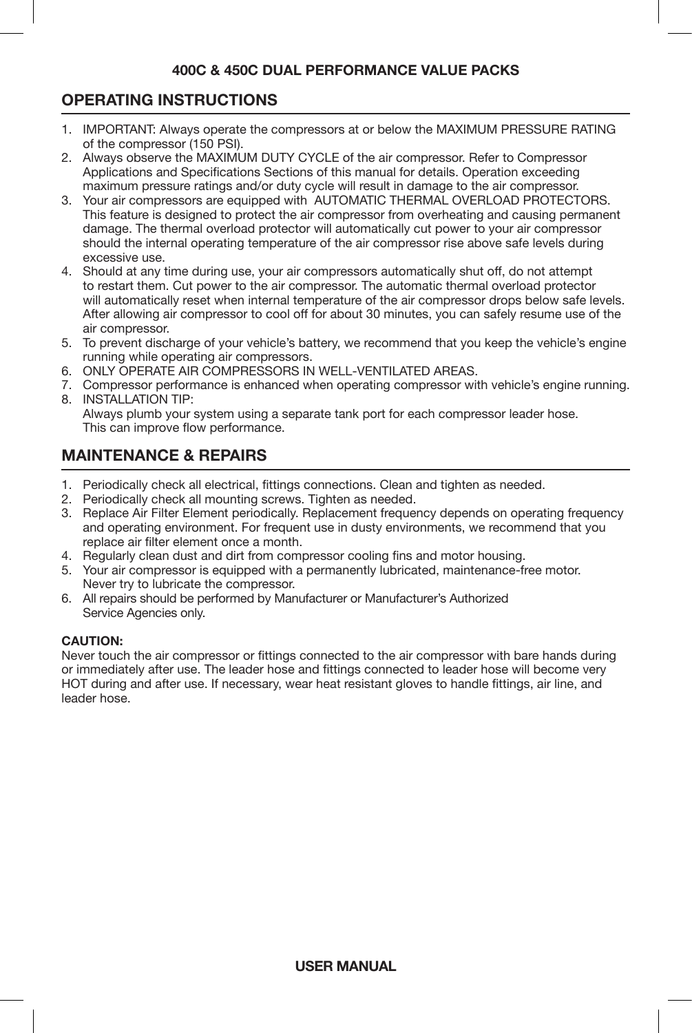## OPERATING INSTRUCTIONS

1. IMPORTANT: Always operate the compressors at or below the MAXIMUM PRESSURE RATING of the compressor (150 PSI).
2. Always observe the MAXIMUM DUTY CYCLE of the air compressor. Refer to Compressor Applications and Specifications Sections of this manual for details. Operation exceeding maximum pressure ratings and/or duty cycle will result in damage to the air compressor.
3. Your air compressors are equipped with AUTOMATIC THERMAL OVERLOAD PROTECTORS. This feature is designed to protect the air compressor from overheating and causing permanent damage. The thermal overload protector will automatically cut power to your air compressor should the internal operating temperature of the air compressor rise above safe levels during excessive use.
4. Should at any time during use, your air compressors automatically shut off, do not attempt to restart them. Cut power to the air compressor. The automatic thermal overload protector will automatically reset when internal temperature of the air compressor drops below safe levels. After allowing air compressor to cool off for about 30 minutes, you can safely resume use of the air compressor.
5. To prevent discharge of your vehicle's battery, we recommend that you keep the vehicle's engine running while operating air compressors.
6. ONLY OPERATE AIR COMPRESSORS IN WELL-VENTILATED AREAS.
7. Compressor performance is enhanced when operating compressor with vehicle's engine running.
8. INSTALLATION TIP:
   Always plumb your system using a separate tank port for each compressor leader hose. This can improve flow performance.

## MAINTENANCE & REPAIRS

1. Periodically check all electrical, fittings connections. Clean and tighten as needed.
2. Periodically check all mounting screws. Tighten as needed.
3. Replace Air Filter Element periodically. Replacement frequency depends on operating frequency and operating environment. For frequent use in dusty environments, we recommend that you replace air filter element once a month.
4. Regularly clean dust and dirt from compressor cooling fins and motor housing.
5. Your air compressor is equipped with a permanently lubricated, maintenance-free motor. Never try to lubricate the compressor.
6. All repairs should be performed by Manufacturer or Manufacturer's Authorized Service Agencies only.

**CAUTION:**
Never touch the air compressor or fittings connected to the air compressor with bare hands during or immediately after use. The leader hose and fittings connected to leader hose will become very HOT during and after use. If necessary, wear heat resistant gloves to handle fittings, air line, and leader hose.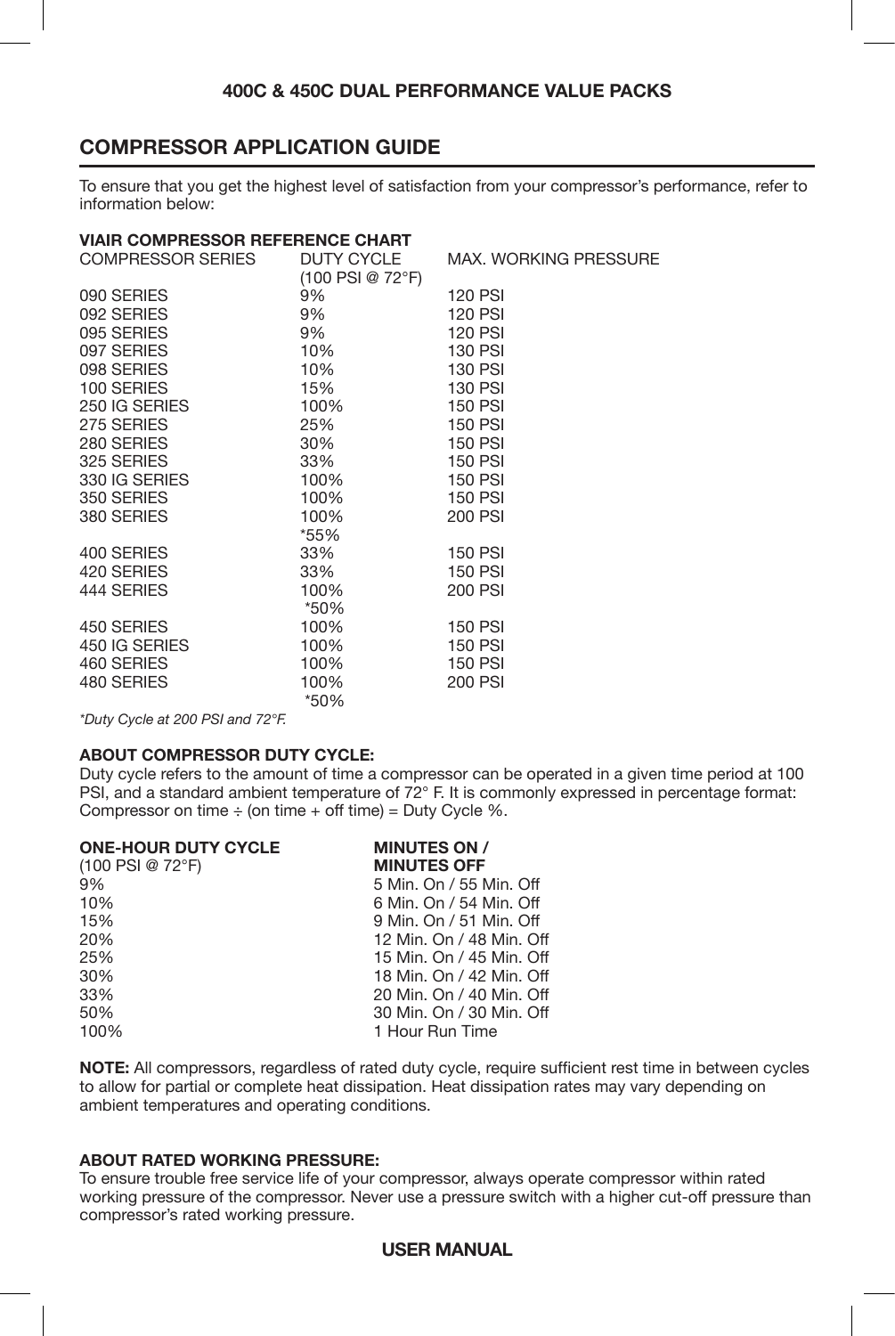## 400C & 450C DUAL PERFORMANCE VALUE PACKS

## COMPRESSOR APPLICATION GUIDE

To ensure that you get the highest level of satisfaction from your compressor's performance, refer to information below:

### VIAIR COMPRESSOR REFERENCE CHART

| COMPRESSOR SERIES | DUTY CYCLE (100 PSI @ 72°F) | MAX. WORKING PRESSURE |
|---|---|---|
| 090 SERIES | 9% | 120 PSI |
| 092 SERIES | 9% | 120 PSI |
| 095 SERIES | 9% | 120 PSI |
| 097 SERIES | 10% | 130 PSI |
| 098 SERIES | 10% | 130 PSI |
| 100 SERIES | 15% | 130 PSI |
| 250 IG SERIES | 100% | 150 PSI |
| 275 SERIES | 25% | 150 PSI |
| 280 SERIES | 30% | 150 PSI |
| 325 SERIES | 33% | 150 PSI |
| 330 IG SERIES | 100% | 150 PSI |
| 350 SERIES | 100% | 150 PSI |
| 380 SERIES | 100% *55% | 200 PSI |
| 400 SERIES | 33% | 150 PSI |
| 420 SERIES | 33% | 150 PSI |
| 444 SERIES | 100% *50% | 200 PSI |
| 450 SERIES | 100% | 150 PSI |
| 450 IG SERIES | 100% | 150 PSI |
| 460 SERIES | 100% | 150 PSI |
| 480 SERIES | 100% *50% | 200 PSI |

*\*Duty Cycle at 200 PSI and 72°F.*

### ABOUT COMPRESSOR DUTY CYCLE:

Duty cycle refers to the amount of time a compressor can be operated in a given time period at 100 PSI, and a standard ambient temperature of 72° F. It is commonly expressed in percentage format: Compressor on time ÷ (on time + off time) = Duty Cycle %.

| ONE-HOUR DUTY CYCLE (100 PSI @ 72°F) | MINUTES ON / MINUTES OFF |
|---|---|
| 9% | 5 Min. On / 55 Min. Off |
| 10% | 6 Min. On / 54 Min. Off |
| 15% | 9 Min. On / 51 Min. Off |
| 20% | 12 Min. On / 48 Min. Off |
| 25% | 15 Min. On / 45 Min. Off |
| 30% | 18 Min. On / 42 Min. Off |
| 33% | 20 Min. On / 40 Min. Off |
| 50% | 30 Min. On / 30 Min. Off |
| 100% | 1 Hour Run Time |

**NOTE:** All compressors, regardless of rated duty cycle, require sufficient rest time in between cycles to allow for partial or complete heat dissipation. Heat dissipation rates may vary depending on ambient temperatures and operating conditions.

### ABOUT RATED WORKING PRESSURE:

To ensure trouble free service life of your compressor, always operate compressor within rated working pressure of the compressor. Never use a pressure switch with a higher cut-off pressure than compressor's rated working pressure.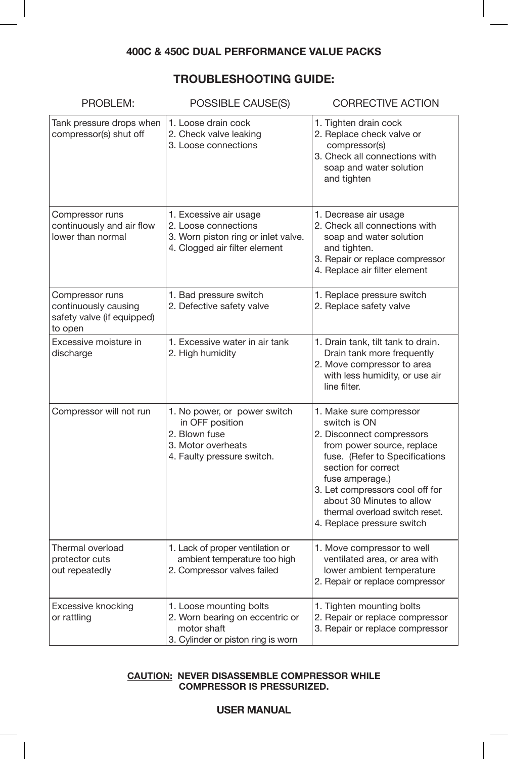**400C & 450C DUAL PERFORMANCE VALUE PACKS**

## TROUBLESHOOTING GUIDE:

| PROBLEM: | POSSIBLE CAUSE(S) | CORRECTIVE ACTION |
|---|---|---|
| Tank pressure drops when compressor(s) shut off | 1. Loose drain cock<br>2. Check valve leaking<br>3. Loose connections | 1. Tighten drain cock<br>2. Replace check valve or compressor(s)<br>3. Check all connections with soap and water solution and tighten |
| Compressor runs continuously and air flow lower than normal | 1. Excessive air usage<br>2. Loose connections<br>3. Worn piston ring or inlet valve.<br>4. Clogged air filter element | 1. Decrease air usage<br>2. Check all connections with soap and water solution and tighten.<br>3. Repair or replace compressor<br>4. Replace air filter element |
| Compressor runs continuously causing safety valve (if equipped) to open | 1. Bad pressure switch<br>2. Defective safety valve | 1. Replace pressure switch<br>2. Replace safety valve |
| Excessive moisture in discharge | 1. Excessive water in air tank<br>2. High humidity | 1. Drain tank, tilt tank to drain. Drain tank more frequently<br>2. Move compressor to area with less humidity, or use air line filter. |
| Compressor will not run | 1. No power, or power switch in OFF position<br>2. Blown fuse<br>3. Motor overheats<br>4. Faulty pressure switch. | 1. Make sure compressor switch is ON<br>2. Disconnect compressors from power source, replace fuse. (Refer to Specifications section for correct fuse amperage.)<br>3. Let compressors cool off for about 30 Minutes to allow thermal overload switch reset.<br>4. Replace pressure switch |
| Thermal overload protector cuts out repeatedly | 1. Lack of proper ventilation or ambient temperature too high<br>2. Compressor valves failed | 1. Move compressor to well ventilated area, or area with lower ambient temperature<br>2. Repair or replace compressor |
| Excessive knocking or rattling | 1. Loose mounting bolts<br>2. Worn bearing on eccentric or motor shaft<br>3. Cylinder or piston ring is worn | 1. Tighten mounting bolts<br>2. Repair or replace compressor<br>3. Repair or replace compressor |

**CAUTION: NEVER DISASSEMBLE COMPRESSOR WHILE COMPRESSOR IS PRESSURIZED.**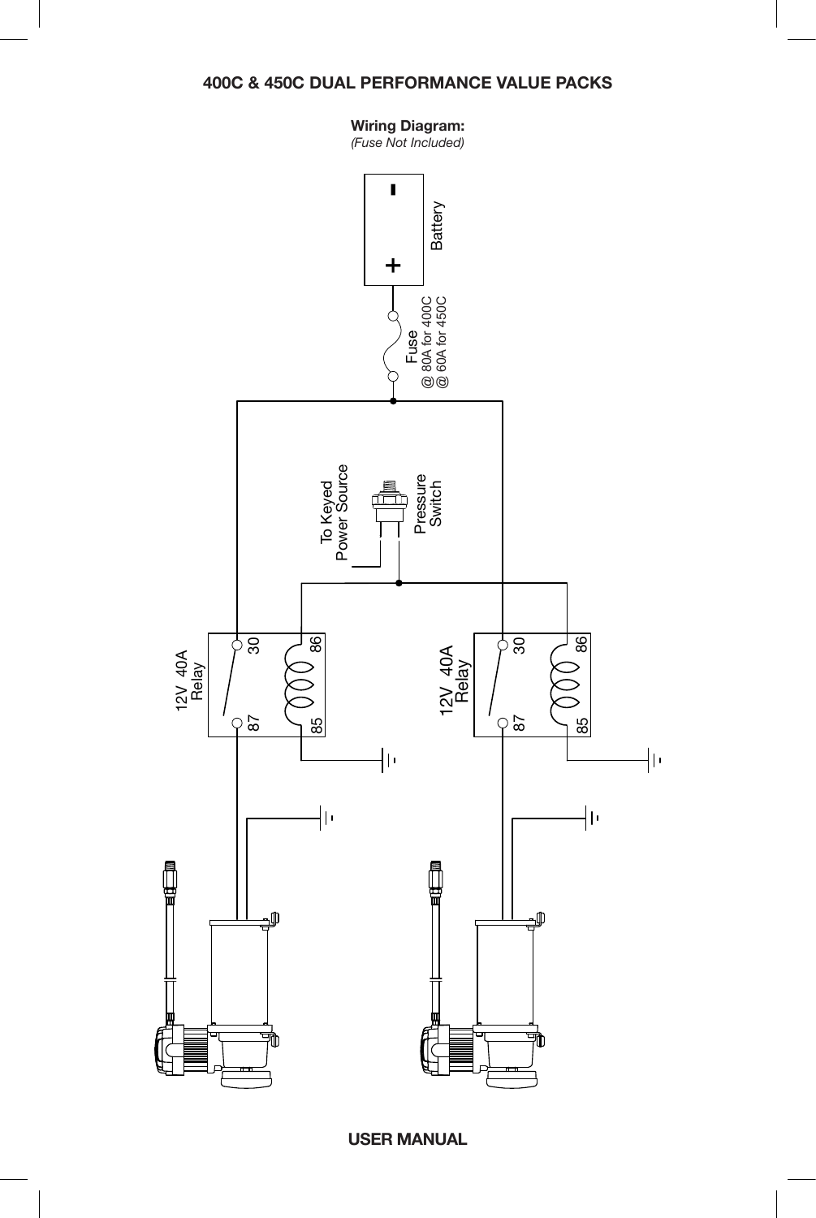# 400C & 450C DUAL PERFORMANCE VALUE PACKS

**Wiring Diagram:**
*(Fuse Not Included)*

Battery

Fuse
@ 80A for 400C
@ 60A for 450C

To Keyed Power Source

Pressure Switch

12V 40A Relay

30 86 87 85

12V 40A Relay

30 86 87 85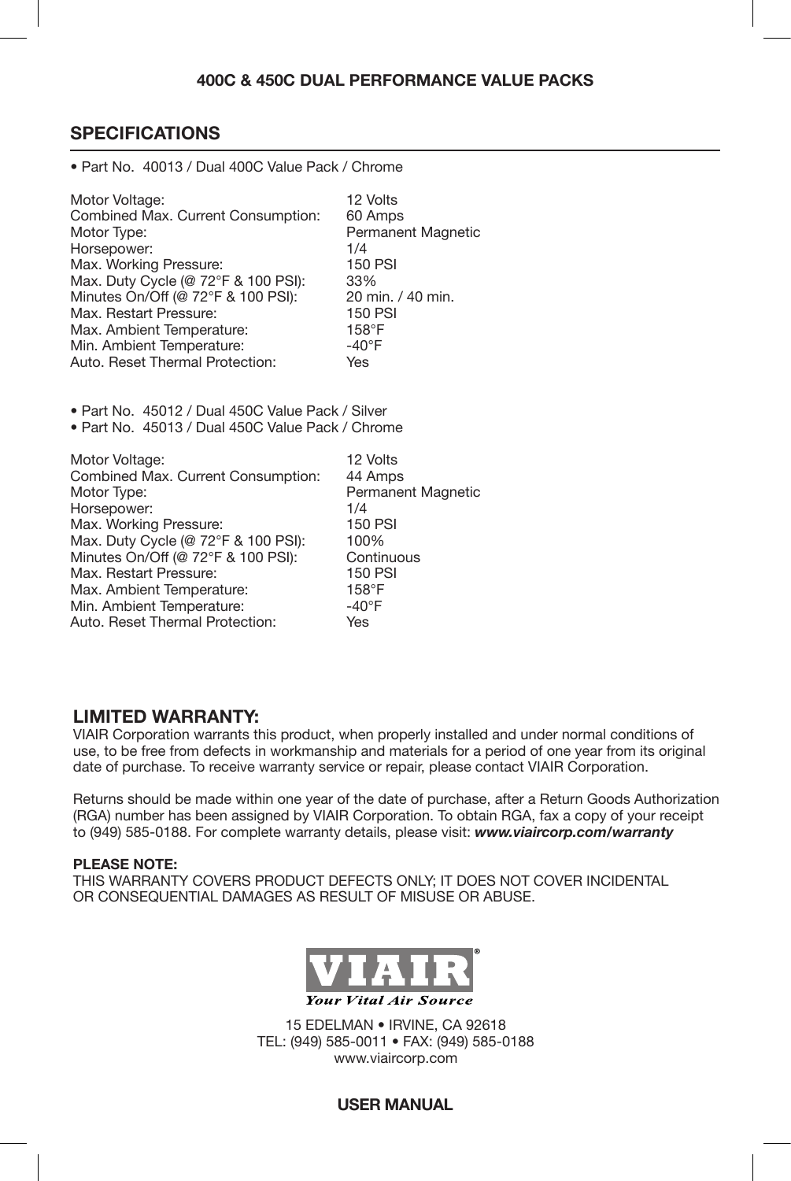**400C & 450C DUAL PERFORMANCE VALUE PACKS**

## SPECIFICATIONS

- Part No. 40013 / Dual 400C Value Pack / Chrome

| | |
|---|---|
| Motor Voltage: | 12 Volts |
| Combined Max. Current Consumption: | 60 Amps |
| Motor Type: | Permanent Magnetic |
| Horsepower: | 1/4 |
| Max. Working Pressure: | 150 PSI |
| Max. Duty Cycle (@ 72°F & 100 PSI): | 33% |
| Minutes On/Off (@ 72°F & 100 PSI): | 20 min. / 40 min. |
| Max. Restart Pressure: | 150 PSI |
| Max. Ambient Temperature: | 158°F |
| Min. Ambient Temperature: | -40°F |
| Auto. Reset Thermal Protection: | Yes |

- Part No. 45012 / Dual 450C Value Pack / Silver
- Part No. 45013 / Dual 450C Value Pack / Chrome

| | |
|---|---|
| Motor Voltage: | 12 Volts |
| Combined Max. Current Consumption: | 44 Amps |
| Motor Type: | Permanent Magnetic |
| Horsepower: | 1/4 |
| Max. Working Pressure: | 150 PSI |
| Max. Duty Cycle (@ 72°F & 100 PSI): | 100% |
| Minutes On/Off (@ 72°F & 100 PSI): | Continuous |
| Max. Restart Pressure: | 150 PSI |
| Max. Ambient Temperature: | 158°F |
| Min. Ambient Temperature: | -40°F |
| Auto. Reset Thermal Protection: | Yes |

### LIMITED WARRANTY:

VIAIR Corporation warrants this product, when properly installed and under normal conditions of use, to be free from defects in workmanship and materials for a period of one year from its original date of purchase. To receive warranty service or repair, please contact VIAIR Corporation.

Returns should be made within one year of the date of purchase, after a Return Goods Authorization (RGA) number has been assigned by VIAIR Corporation. To obtain RGA, fax a copy of your receipt to (949) 585-0188. For complete warranty details, please visit: ***www.viaircorp.com/warranty***

**PLEASE NOTE:**
THIS WARRANTY COVERS PRODUCT DEFECTS ONLY; IT DOES NOT COVER INCIDENTAL OR CONSEQUENTIAL DAMAGES AS RESULT OF MISUSE OR ABUSE.

VIAIR®
*Your Vital Air Source*

15 EDELMAN • IRVINE, CA 92618
TEL: (949) 585-0011 • FAX: (949) 585-0188
www.viaircorp.com

**USER MANUAL**